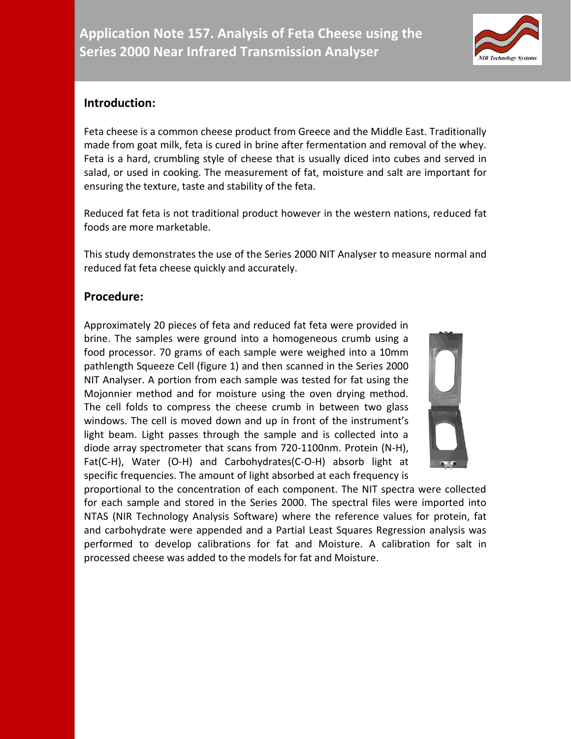# Application Note 157. Analysis of Feta Cheese using the Series 2000 Near Infrared Transmission Analyser

## Introduction:

Feta cheese is a common cheese product from Greece and the Middle East. Traditionally made from goat milk, feta is cured in brine after fermentation and removal of the whey. Feta is a hard, crumbling style of cheese that is usually diced into cubes and served in salad, or used in cooking. The measurement of fat, moisture and salt are important for ensuring the texture, taste and stability of the feta.

Reduced fat feta is not traditional product however in the western nations, reduced fat foods are more marketable.

This study demonstrates the use of the Series 2000 NIT Analyser to measure normal and reduced fat feta cheese quickly and accurately.

## Procedure:

Approximately 20 pieces of feta and reduced fat feta were provided in brine. The samples were ground into a homogeneous crumb using a food processor. 70 grams of each sample were weighed into a 10mm pathlength Squeeze Cell (figure 1) and then scanned in the Series 2000 NIT Analyser. A portion from each sample was tested for fat using the Mojonnier method and for moisture using the oven drying method. The cell folds to compress the cheese crumb in between two glass windows. The cell is moved down and up in front of the instrument's light beam. Light passes through the sample and is collected into a diode array spectrometer that scans from 720-1100nm. Protein (N-H), Fat(C-H), Water (O-H) and Carbohydrates(C-O-H) absorb light at specific frequencies. The amount of light absorbed at each frequency is proportional to the concentration of each component. The NIT spectra were collected for each sample and stored in the Series 2000. The spectral files were imported into NTAS (NIR Technology Analysis Software) where the reference values for protein, fat and carbohydrate were appended and a Partial Least Squares Regression analysis was performed to develop calibrations for fat and Moisture. A calibration for salt in processed cheese was added to the models for fat and Moisture.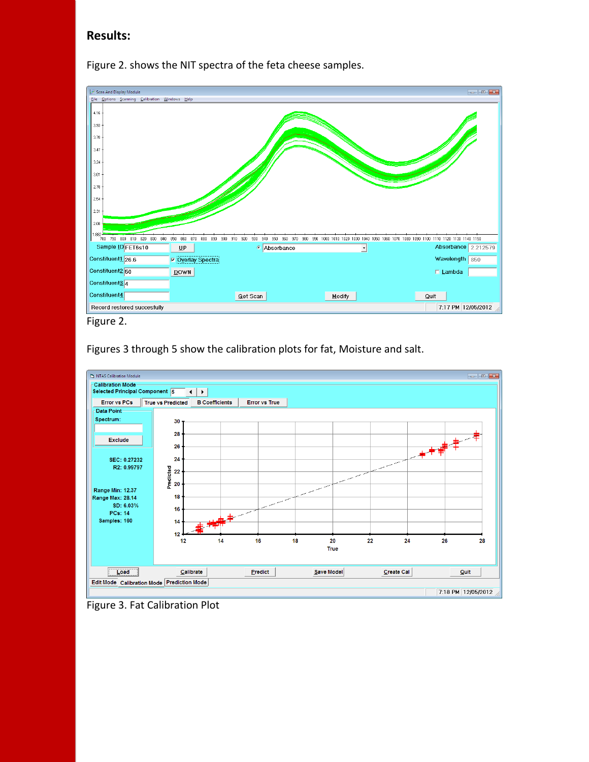## Results:

Figure 2. shows the NIT spectra of the feta cheese samples.

Figure 2.

Figures 3 through 5 show the calibration plots for fat, Moisture and salt.

Figure 3. Fat Calibration Plot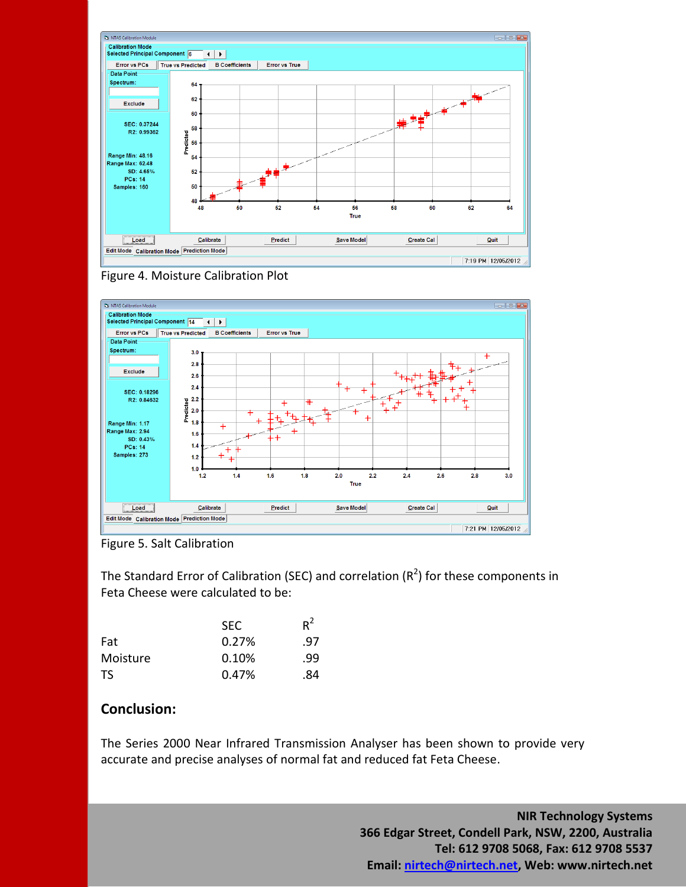NTAS Calibration Module

Calibration Mode

Selected Principal Component 6

Error vs PCs | True vs Predicted | B Coefficients | Error vs True

Data Point

Spectrum:

Exclude

SEC: 0.37244

R2: 0.99362

Range Min: 48.16

Range Max: 62.48

SD: 4.66%

PCs: 14

Samples: 160

Predicted

True

48 50 52 54 56 58 60 62 64

Load | Calibrate | Predict | Save Model | Create Cal | Quit

Edit Mode | Calibration Mode | Prediction Mode

7:19 PM 12/05/2012

Figure 4. Moisture Calibration Plot

NTAS Calibration Module

Calibration Mode

Selected Principal Component 14

Error vs PCs | True vs Predicted | B Coefficients | Error vs True

Data Point

Spectrum:

Exclude

SEC: 0.18296

R2: 0.84632

Range Min: 1.17

Range Max: 2.94

SD: 0.43%

PCs: 14

Samples: 273

Predicted

True

1.0 1.2 1.4 1.6 1.8 2.0 2.2 2.4 2.6 2.8 3.0

Load | Calibrate | Predict | Save Model | Create Cal | Quit

Edit Mode | Calibration Mode | Prediction Mode

7:21 PM 12/05/2012

Figure 5. Salt Calibration

The Standard Error of Calibration (SEC) and correlation ($R^2$) for these components in Feta Cheese were calculated to be:

| | SEC | $R^2$ |
|---|---|---|
| Fat | 0.27% | .97 |
| Moisture | 0.10% | .99 |
| TS | 0.47% | .84 |

## Conclusion:

The Series 2000 Near Infrared Transmission Analyser has been shown to provide very accurate and precise analyses of normal fat and reduced fat Feta Cheese.

**NIR Technology Systems**
**366 Edgar Street, Condell Park, NSW, 2200, Australia**
**Tel: 612 9708 5068, Fax: 612 9708 5537**
**Email: nirtech@nirtech.net, Web: www.nirtech.net**